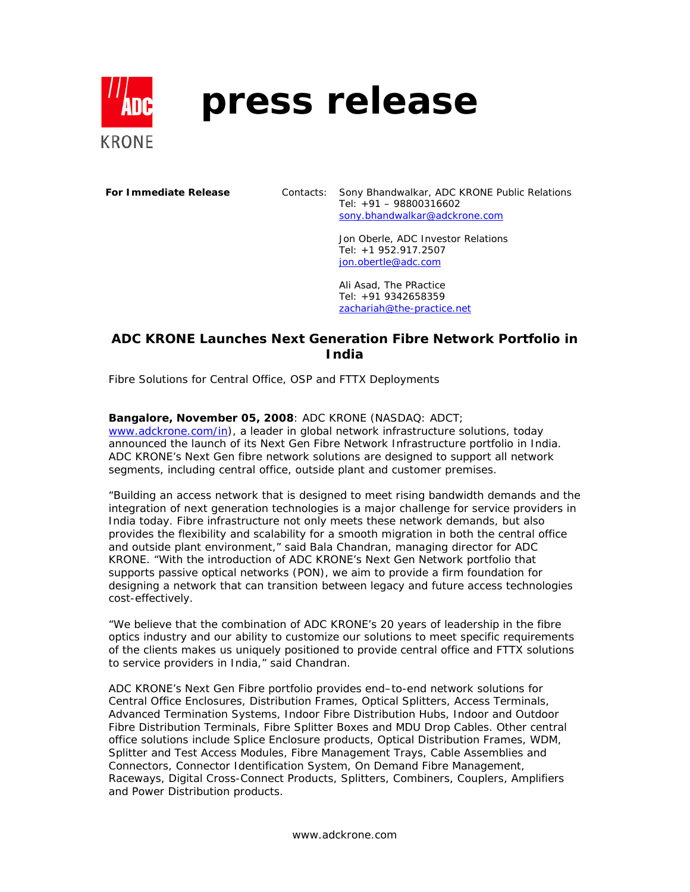# press release

**For Immediate Release**

Contacts: Sony Bhandwalkar, ADC KRONE Public Relations
Tel: +91 – 98800316602
sony.bhandwalkar@adckrone.com

Jon Oberle, ADC Investor Relations
Tel: +1 952.917.2507
jon.obertle@adc.com

Ali Asad, The PRactice
Tel: +91 9342658359
zachariah@the-practice.net

## ADC KRONE Launches Next Generation Fibre Network Portfolio in India

Fibre Solutions for Central Office, OSP and FTTX Deployments

**Bangalore, November 05, 2008**: ADC KRONE (NASDAQ: ADCT; www.adckrone.com/in), a leader in global network infrastructure solutions, today announced the launch of its Next Gen Fibre Network Infrastructure portfolio in India. ADC KRONE's Next Gen fibre network solutions are designed to support all network segments, including central office, outside plant and customer premises.

"Building an access network that is designed to meet rising bandwidth demands and the integration of next generation technologies is a major challenge for service providers in India today. Fibre infrastructure not only meets these network demands, but also provides the flexibility and scalability for a smooth migration in both the central office and outside plant environment," said Bala Chandran, managing director for ADC KRONE. "With the introduction of ADC KRONE's Next Gen Network portfolio that supports passive optical networks (PON), we aim to provide a firm foundation for designing a network that can transition between legacy and future access technologies cost-effectively.

"We believe that the combination of ADC KRONE's 20 years of leadership in the fibre optics industry and our ability to customize our solutions to meet specific requirements of the clients makes us uniquely positioned to provide central office and FTTX solutions to service providers in India," said Chandran.

ADC KRONE's Next Gen Fibre portfolio provides end–to-end network solutions for Central Office Enclosures, Distribution Frames, Optical Splitters, Access Terminals, Advanced Termination Systems, Indoor Fibre Distribution Hubs, Indoor and Outdoor Fibre Distribution Terminals, Fibre Splitter Boxes and MDU Drop Cables. Other central office solutions include Splice Enclosure products, Optical Distribution Frames, WDM, Splitter and Test Access Modules, Fibre Management Trays, Cable Assemblies and Connectors, Connector Identification System, On Demand Fibre Management, Raceways, Digital Cross-Connect Products, Splitters, Combiners, Couplers, Amplifiers and Power Distribution products.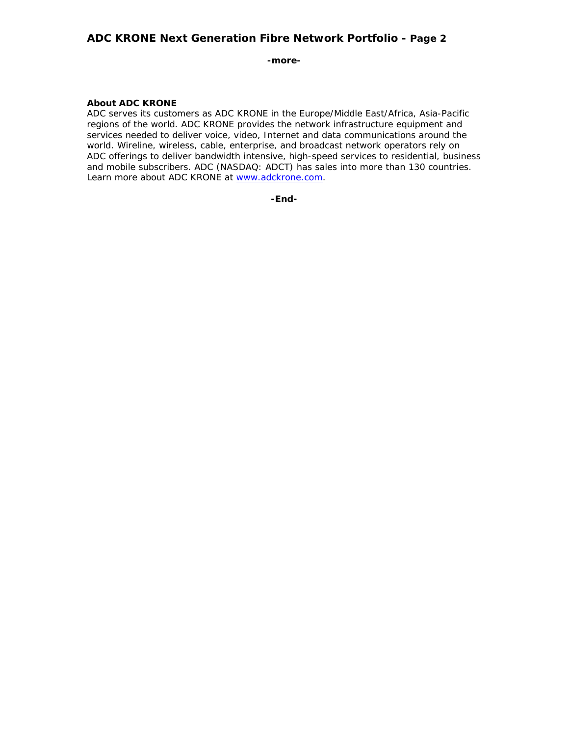**-more-**

**About ADC KRONE**

ADC serves its customers as ADC KRONE in the Europe/Middle East/Africa, Asia-Pacific regions of the world. ADC KRONE provides the network infrastructure equipment and services needed to deliver voice, video, Internet and data communications around the world. Wireline, wireless, cable, enterprise, and broadcast network operators rely on ADC offerings to deliver bandwidth intensive, high-speed services to residential, business and mobile subscribers. ADC (NASDAQ: ADCT) has sales into more than 130 countries. Learn more about ADC KRONE at www.adckrone.com.

**-End-**